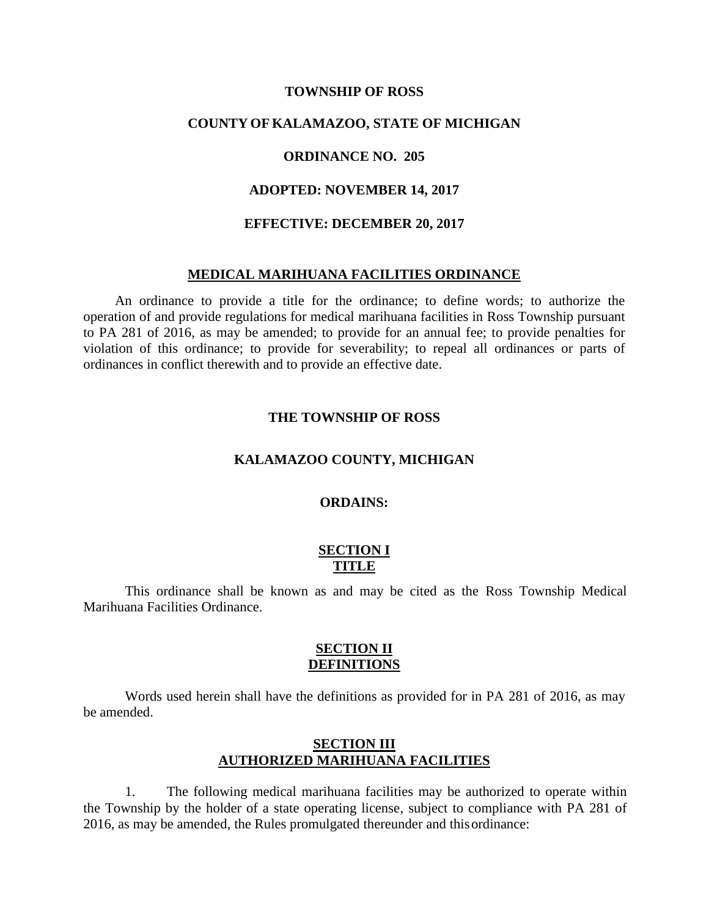**TOWNSHIP OF ROSS**

**COUNTY OF KALAMAZOO, STATE OF MICHIGAN**

**ORDINANCE NO. 205**

**ADOPTED: NOVEMBER 14, 2017**

**EFFECTIVE: DECEMBER 20, 2017**

# MEDICAL MARIHUANA FACILITIES ORDINANCE

An ordinance to provide a title for the ordinance; to define words; to authorize the operation of and provide regulations for medical marihuana facilities in Ross Township pursuant to PA 281 of 2016, as may be amended; to provide for an annual fee; to provide penalties for violation of this ordinance; to provide for severability; to repeal all ordinances or parts of ordinances in conflict therewith and to provide an effective date.

**THE TOWNSHIP OF ROSS**

**KALAMAZOO COUNTY, MICHIGAN**

**ORDAINS:**

## SECTION I
## TITLE

This ordinance shall be known as and may be cited as the Ross Township Medical Marihuana Facilities Ordinance.

## SECTION II
## DEFINITIONS

Words used herein shall have the definitions as provided for in PA 281 of 2016, as may be amended.

## SECTION III
## AUTHORIZED MARIHUANA FACILITIES

1. The following medical marihuana facilities may be authorized to operate within the Township by the holder of a state operating license, subject to compliance with PA 281 of 2016, as may be amended, the Rules promulgated thereunder and this ordinance: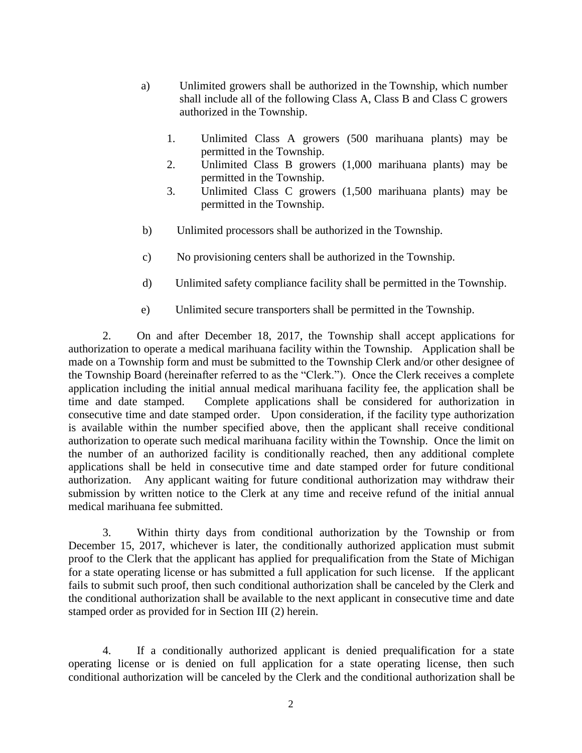a) Unlimited growers shall be authorized in the Township, which number shall include all of the following Class A, Class B and Class C growers authorized in the Township.

   1. Unlimited Class A growers (500 marihuana plants) may be permitted in the Township.
   2. Unlimited Class B growers (1,000 marihuana plants) may be permitted in the Township.
   3. Unlimited Class C growers (1,500 marihuana plants) may be permitted in the Township.

b) Unlimited processors shall be authorized in the Township.

c) No provisioning centers shall be authorized in the Township.

d) Unlimited safety compliance facility shall be permitted in the Township.

e) Unlimited secure transporters shall be permitted in the Township.

2. On and after December 18, 2017, the Township shall accept applications for authorization to operate a medical marihuana facility within the Township. Application shall be made on a Township form and must be submitted to the Township Clerk and/or other designee of the Township Board (hereinafter referred to as the "Clerk."). Once the Clerk receives a complete application including the initial annual medical marihuana facility fee, the application shall be time and date stamped. Complete applications shall be considered for authorization in consecutive time and date stamped order. Upon consideration, if the facility type authorization is available within the number specified above, then the applicant shall receive conditional authorization to operate such medical marihuana facility within the Township. Once the limit on the number of an authorized facility is conditionally reached, then any additional complete applications shall be held in consecutive time and date stamped order for future conditional authorization. Any applicant waiting for future conditional authorization may withdraw their submission by written notice to the Clerk at any time and receive refund of the initial annual medical marihuana fee submitted.

3. Within thirty days from conditional authorization by the Township or from December 15, 2017, whichever is later, the conditionally authorized application must submit proof to the Clerk that the applicant has applied for prequalification from the State of Michigan for a state operating license or has submitted a full application for such license. If the applicant fails to submit such proof, then such conditional authorization shall be canceled by the Clerk and the conditional authorization shall be available to the next applicant in consecutive time and date stamped order as provided for in Section III (2) herein.

4. If a conditionally authorized applicant is denied prequalification for a state operating license or is denied on full application for a state operating license, then such conditional authorization will be canceled by the Clerk and the conditional authorization shall be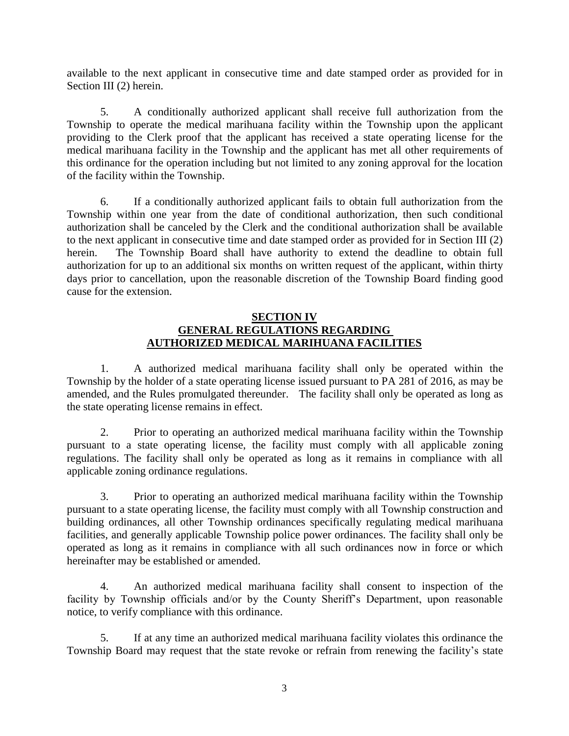available to the next applicant in consecutive time and date stamped order as provided for in Section III (2) herein.

5. A conditionally authorized applicant shall receive full authorization from the Township to operate the medical marihuana facility within the Township upon the applicant providing to the Clerk proof that the applicant has received a state operating license for the medical marihuana facility in the Township and the applicant has met all other requirements of this ordinance for the operation including but not limited to any zoning approval for the location of the facility within the Township.

6. If a conditionally authorized applicant fails to obtain full authorization from the Township within one year from the date of conditional authorization, then such conditional authorization shall be canceled by the Clerk and the conditional authorization shall be available to the next applicant in consecutive time and date stamped order as provided for in Section III (2) herein. The Township Board shall have authority to extend the deadline to obtain full authorization for up to an additional six months on written request of the applicant, within thirty days prior to cancellation, upon the reasonable discretion of the Township Board finding good cause for the extension.

## SECTION IV
## GENERAL REGULATIONS REGARDING AUTHORIZED MEDICAL MARIHUANA FACILITIES

1. A authorized medical marihuana facility shall only be operated within the Township by the holder of a state operating license issued pursuant to PA 281 of 2016, as may be amended, and the Rules promulgated thereunder. The facility shall only be operated as long as the state operating license remains in effect.

2. Prior to operating an authorized medical marihuana facility within the Township pursuant to a state operating license, the facility must comply with all applicable zoning regulations. The facility shall only be operated as long as it remains in compliance with all applicable zoning ordinance regulations.

3. Prior to operating an authorized medical marihuana facility within the Township pursuant to a state operating license, the facility must comply with all Township construction and building ordinances, all other Township ordinances specifically regulating medical marihuana facilities, and generally applicable Township police power ordinances. The facility shall only be operated as long as it remains in compliance with all such ordinances now in force or which hereinafter may be established or amended.

4. An authorized medical marihuana facility shall consent to inspection of the facility by Township officials and/or by the County Sheriff's Department, upon reasonable notice, to verify compliance with this ordinance.

5. If at any time an authorized medical marihuana facility violates this ordinance the Township Board may request that the state revoke or refrain from renewing the facility's state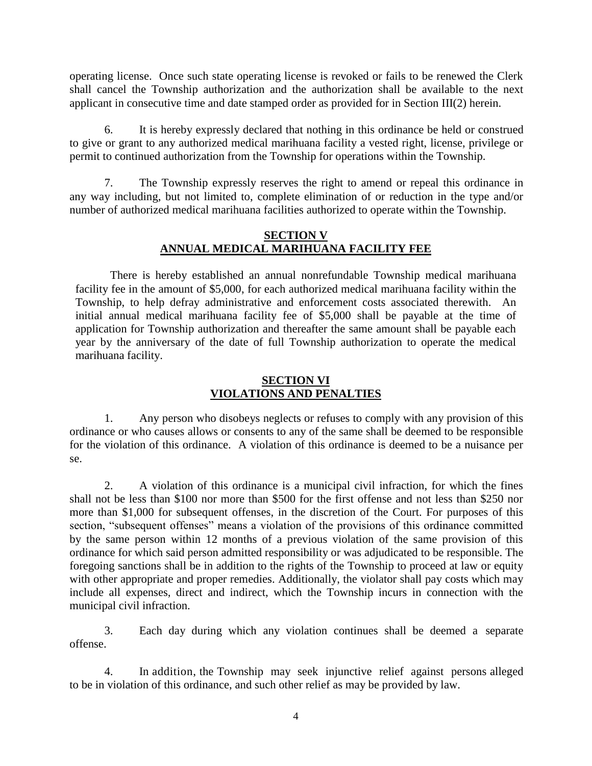operating license. Once such state operating license is revoked or fails to be renewed the Clerk shall cancel the Township authorization and the authorization shall be available to the next applicant in consecutive time and date stamped order as provided for in Section III(2) herein.

6. It is hereby expressly declared that nothing in this ordinance be held or construed to give or grant to any authorized medical marihuana facility a vested right, license, privilege or permit to continued authorization from the Township for operations within the Township.

7. The Township expressly reserves the right to amend or repeal this ordinance in any way including, but not limited to, complete elimination of or reduction in the type and/or number of authorized medical marihuana facilities authorized to operate within the Township.

## SECTION V
## ANNUAL MEDICAL MARIHUANA FACILITY FEE

There is hereby established an annual nonrefundable Township medical marihuana facility fee in the amount of $5,000, for each authorized medical marihuana facility within the Township, to help defray administrative and enforcement costs associated therewith. An initial annual medical marihuana facility fee of $5,000 shall be payable at the time of application for Township authorization and thereafter the same amount shall be payable each year by the anniversary of the date of full Township authorization to operate the medical marihuana facility.

## SECTION VI
## VIOLATIONS AND PENALTIES

1. Any person who disobeys neglects or refuses to comply with any provision of this ordinance or who causes allows or consents to any of the same shall be deemed to be responsible for the violation of this ordinance. A violation of this ordinance is deemed to be a nuisance per se.

2. A violation of this ordinance is a municipal civil infraction, for which the fines shall not be less than $100 nor more than $500 for the first offense and not less than $250 nor more than $1,000 for subsequent offenses, in the discretion of the Court. For purposes of this section, "subsequent offenses" means a violation of the provisions of this ordinance committed by the same person within 12 months of a previous violation of the same provision of this ordinance for which said person admitted responsibility or was adjudicated to be responsible. The foregoing sanctions shall be in addition to the rights of the Township to proceed at law or equity with other appropriate and proper remedies. Additionally, the violator shall pay costs which may include all expenses, direct and indirect, which the Township incurs in connection with the municipal civil infraction.

3. Each day during which any violation continues shall be deemed a separate offense.

4. In addition, the Township may seek injunctive relief against persons alleged to be in violation of this ordinance, and such other relief as may be provided by law.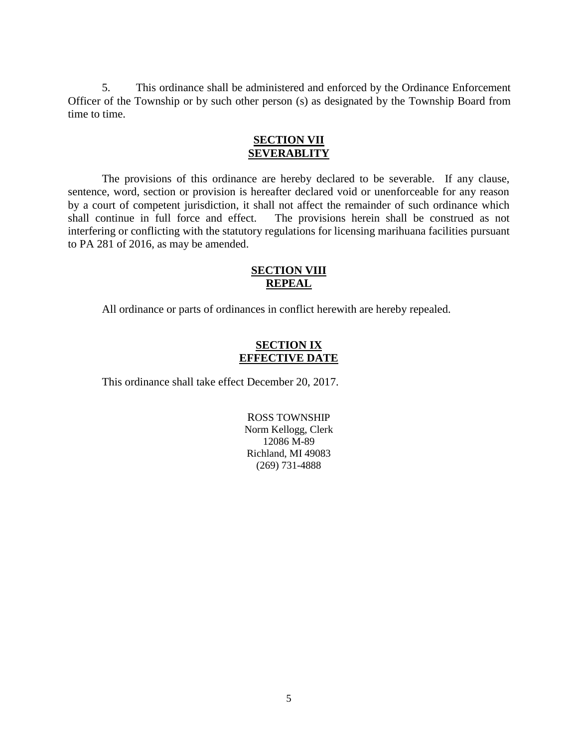5. This ordinance shall be administered and enforced by the Ordinance Enforcement Officer of the Township or by such other person (s) as designated by the Township Board from time to time.

## SECTION VII
## SEVERABLITY

The provisions of this ordinance are hereby declared to be severable. If any clause, sentence, word, section or provision is hereafter declared void or unenforceable for any reason by a court of competent jurisdiction, it shall not affect the remainder of such ordinance which shall continue in full force and effect. The provisions herein shall be construed as not interfering or conflicting with the statutory regulations for licensing marihuana facilities pursuant to PA 281 of 2016, as may be amended.

## SECTION VIII
## REPEAL

All ordinance or parts of ordinances in conflict herewith are hereby repealed.

## SECTION IX
## EFFECTIVE DATE

This ordinance shall take effect December 20, 2017.

ROSS TOWNSHIP
Norm Kellogg, Clerk
12086 M-89
Richland, MI 49083
(269) 731-4888